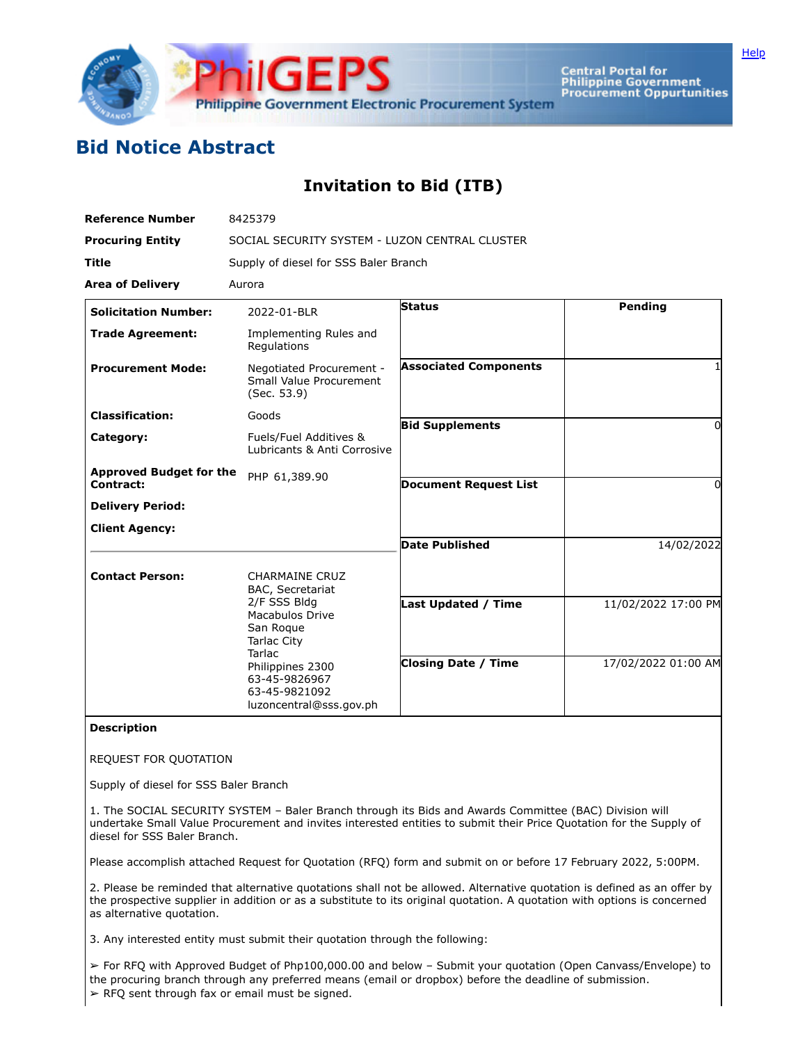# Bid Notice Abstract

## Invitation to Bid (ITB)

| | |
|---|---|
| **Reference Number** | 8425379 |
| **Procuring Entity** | SOCIAL SECURITY SYSTEM - LUZON CENTRAL CLUSTER |
| **Title** | Supply of diesel for SSS Baler Branch |
| **Area of Delivery** | Aurora |

| | | | |
|---|---|---|---|
| **Solicitation Number:** | 2022-01-BLR | **Status** | Pending |
| **Trade Agreement:** | Implementing Rules and Regulations | | |
| **Procurement Mode:** | Negotiated Procurement - Small Value Procurement (Sec. 53.9) | **Associated Components** | 1 |
| **Classification:** | Goods | | |
| **Category:** | Fuels/Fuel Additives & Lubricants & Anti Corrosive | **Bid Supplements** | 0 |
| **Approved Budget for the Contract:** | PHP 61,389.90 | **Document Request List** | 0 |
| **Delivery Period:** | | | |
| **Client Agency:** | | **Date Published** | 14/02/2022 |
| **Contact Person:** | CHARMAINE CRUZ<br>BAC, Secretariat<br>2/F SSS Bldg<br>Macabulos Drive<br>San Roque<br>Tarlac City<br>Tarlac<br>Philippines 2300<br>63-45-9826967<br>63-45-9821092<br>luzoncentral@sss.gov.ph | **Last Updated / Time** | 11/02/2022 17:00 PM |
| | | **Closing Date / Time** | 17/02/2022 01:00 AM |

**Description**

REQUEST FOR QUOTATION

Supply of diesel for SSS Baler Branch

1. The SOCIAL SECURITY SYSTEM – Baler Branch through its Bids and Awards Committee (BAC) Division will undertake Small Value Procurement and invites interested entities to submit their Price Quotation for the Supply of diesel for SSS Baler Branch.

Please accomplish attached Request for Quotation (RFQ) form and submit on or before 17 February 2022, 5:00PM.

2. Please be reminded that alternative quotations shall not be allowed. Alternative quotation is defined as an offer by the prospective supplier in addition or as a substitute to its original quotation. A quotation with options is concerned as alternative quotation.

3. Any interested entity must submit their quotation through the following:

➢ For RFQ with Approved Budget of Php100,000.00 and below – Submit your quotation (Open Canvass/Envelope) to the procuring branch through any preferred means (email or dropbox) before the deadline of submission.
➢ RFQ sent through fax or email must be signed.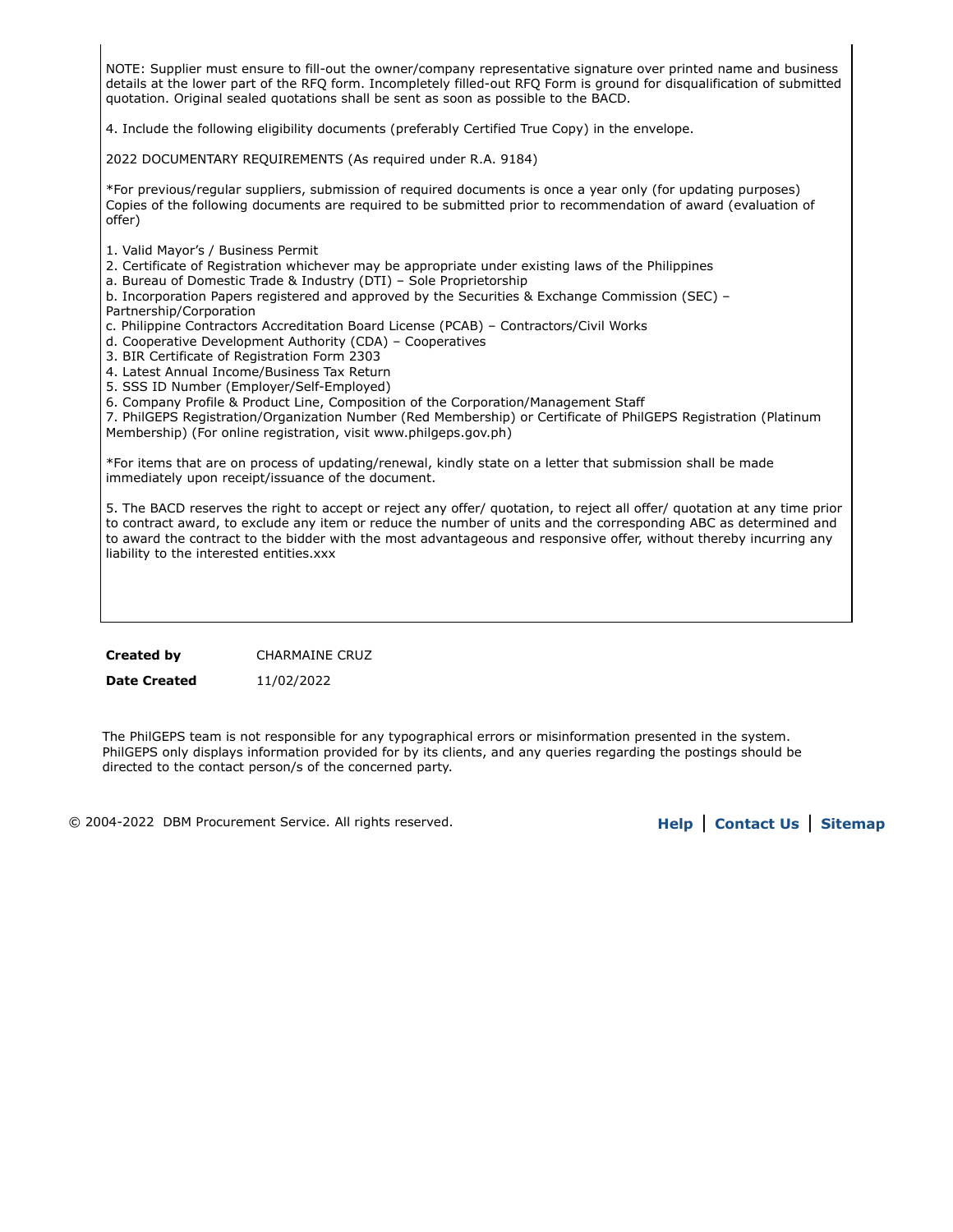NOTE: Supplier must ensure to fill-out the owner/company representative signature over printed name and business details at the lower part of the RFQ form. Incompletely filled-out RFQ Form is ground for disqualification of submitted quotation. Original sealed quotations shall be sent as soon as possible to the BACD.

4. Include the following eligibility documents (preferably Certified True Copy) in the envelope.

2022 DOCUMENTARY REQUIREMENTS (As required under R.A. 9184)

*For previous/regular suppliers, submission of required documents is once a year only (for updating purposes)
Copies of the following documents are required to be submitted prior to recommendation of award (evaluation of offer)

1. Valid Mayor's / Business Permit
2. Certificate of Registration whichever may be appropriate under existing laws of the Philippines
a. Bureau of Domestic Trade & Industry (DTI) – Sole Proprietorship
b. Incorporation Papers registered and approved by the Securities & Exchange Commission (SEC) – Partnership/Corporation
c. Philippine Contractors Accreditation Board License (PCAB) – Contractors/Civil Works
d. Cooperative Development Authority (CDA) – Cooperatives
3. BIR Certificate of Registration Form 2303
4. Latest Annual Income/Business Tax Return
5. SSS ID Number (Employer/Self-Employed)
6. Company Profile & Product Line, Composition of the Corporation/Management Staff
7. PhilGEPS Registration/Organization Number (Red Membership) or Certificate of PhilGEPS Registration (Platinum Membership) (For online registration, visit www.philgeps.gov.ph)

*For items that are on process of updating/renewal, kindly state on a letter that submission shall be made immediately upon receipt/issuance of the document.

5. The BACD reserves the right to accept or reject any offer/ quotation, to reject all offer/ quotation at any time prior to contract award, to exclude any item or reduce the number of units and the corresponding ABC as determined and to award the contract to the bidder with the most advantageous and responsive offer, without thereby incurring any liability to the interested entities.xxx

**Created by** CHARMAINE CRUZ

**Date Created** 11/02/2022

The PhilGEPS team is not responsible for any typographical errors or misinformation presented in the system. PhilGEPS only displays information provided for by its clients, and any queries regarding the postings should be directed to the contact person/s of the concerned party.

© 2004-2022 DBM Procurement Service. All rights reserved.

**Help** | **Contact Us** | **Sitemap**